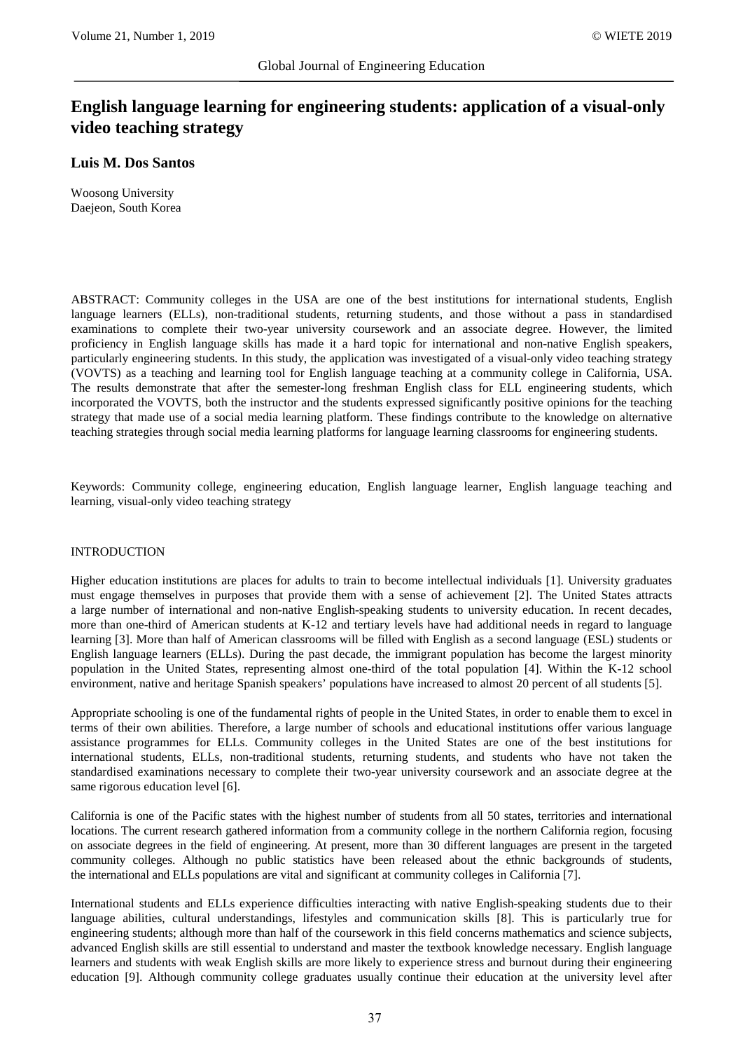# English language learning for engineering students: application of a visual-only video teaching strategy

**Luis M. Dos Santos**

Woosong University
Daejeon, South Korea

ABSTRACT: Community colleges in the USA are one of the best institutions for international students, English language learners (ELLs), non-traditional students, returning students, and those without a pass in standardised examinations to complete their two-year university coursework and an associate degree. However, the limited proficiency in English language skills has made it a hard topic for international and non-native English speakers, particularly engineering students. In this study, the application was investigated of a visual-only video teaching strategy (VOVTS) as a teaching and learning tool for English language teaching at a community college in California, USA. The results demonstrate that after the semester-long freshman English class for ELL engineering students, which incorporated the VOVTS, both the instructor and the students expressed significantly positive opinions for the teaching strategy that made use of a social media learning platform. These findings contribute to the knowledge on alternative teaching strategies through social media learning platforms for language learning classrooms for engineering students.

Keywords: Community college, engineering education, English language learner, English language teaching and learning, visual-only video teaching strategy

## INTRODUCTION

Higher education institutions are places for adults to train to become intellectual individuals [1]. University graduates must engage themselves in purposes that provide them with a sense of achievement [2]. The United States attracts a large number of international and non-native English-speaking students to university education. In recent decades, more than one-third of American students at K-12 and tertiary levels have had additional needs in regard to language learning [3]. More than half of American classrooms will be filled with English as a second language (ESL) students or English language learners (ELLs). During the past decade, the immigrant population has become the largest minority population in the United States, representing almost one-third of the total population [4]. Within the K-12 school environment, native and heritage Spanish speakers' populations have increased to almost 20 percent of all students [5].

Appropriate schooling is one of the fundamental rights of people in the United States, in order to enable them to excel in terms of their own abilities. Therefore, a large number of schools and educational institutions offer various language assistance programmes for ELLs. Community colleges in the United States are one of the best institutions for international students, ELLs, non-traditional students, returning students, and students who have not taken the standardised examinations necessary to complete their two-year university coursework and an associate degree at the same rigorous education level [6].

California is one of the Pacific states with the highest number of students from all 50 states, territories and international locations. The current research gathered information from a community college in the northern California region, focusing on associate degrees in the field of engineering. At present, more than 30 different languages are present in the targeted community colleges. Although no public statistics have been released about the ethnic backgrounds of students, the international and ELLs populations are vital and significant at community colleges in California [7].

International students and ELLs experience difficulties interacting with native English-speaking students due to their language abilities, cultural understandings, lifestyles and communication skills [8]. This is particularly true for engineering students; although more than half of the coursework in this field concerns mathematics and science subjects, advanced English skills are still essential to understand and master the textbook knowledge necessary. English language learners and students with weak English skills are more likely to experience stress and burnout during their engineering education [9]. Although community college graduates usually continue their education at the university level after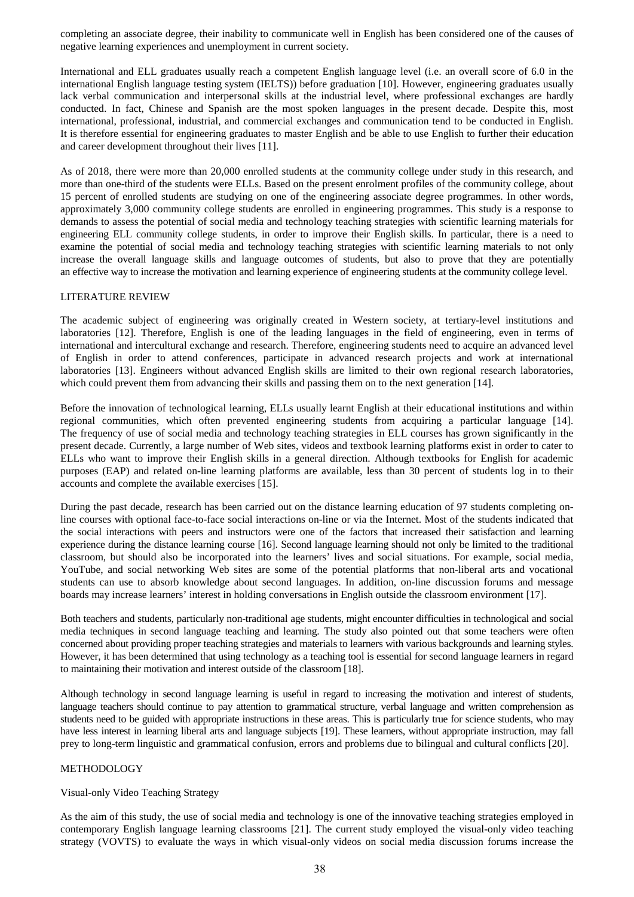completing an associate degree, their inability to communicate well in English has been considered one of the causes of negative learning experiences and unemployment in current society.

International and ELL graduates usually reach a competent English language level (i.e. an overall score of 6.0 in the international English language testing system (IELTS)) before graduation [10]. However, engineering graduates usually lack verbal communication and interpersonal skills at the industrial level, where professional exchanges are hardly conducted. In fact, Chinese and Spanish are the most spoken languages in the present decade. Despite this, most international, professional, industrial, and commercial exchanges and communication tend to be conducted in English. It is therefore essential for engineering graduates to master English and be able to use English to further their education and career development throughout their lives [11].

As of 2018, there were more than 20,000 enrolled students at the community college under study in this research, and more than one-third of the students were ELLs. Based on the present enrolment profiles of the community college, about 15 percent of enrolled students are studying on one of the engineering associate degree programmes. In other words, approximately 3,000 community college students are enrolled in engineering programmes. This study is a response to demands to assess the potential of social media and technology teaching strategies with scientific learning materials for engineering ELL community college students, in order to improve their English skills. In particular, there is a need to examine the potential of social media and technology teaching strategies with scientific learning materials to not only increase the overall language skills and language outcomes of students, but also to prove that they are potentially an effective way to increase the motivation and learning experience of engineering students at the community college level.

## LITERATURE REVIEW

The academic subject of engineering was originally created in Western society, at tertiary-level institutions and laboratories [12]. Therefore, English is one of the leading languages in the field of engineering, even in terms of international and intercultural exchange and research. Therefore, engineering students need to acquire an advanced level of English in order to attend conferences, participate in advanced research projects and work at international laboratories [13]. Engineers without advanced English skills are limited to their own regional research laboratories, which could prevent them from advancing their skills and passing them on to the next generation [14].

Before the innovation of technological learning, ELLs usually learnt English at their educational institutions and within regional communities, which often prevented engineering students from acquiring a particular language [14]. The frequency of use of social media and technology teaching strategies in ELL courses has grown significantly in the present decade. Currently, a large number of Web sites, videos and textbook learning platforms exist in order to cater to ELLs who want to improve their English skills in a general direction. Although textbooks for English for academic purposes (EAP) and related on-line learning platforms are available, less than 30 percent of students log in to their accounts and complete the available exercises [15].

During the past decade, research has been carried out on the distance learning education of 97 students completing on-line courses with optional face-to-face social interactions on-line or via the Internet. Most of the students indicated that the social interactions with peers and instructors were one of the factors that increased their satisfaction and learning experience during the distance learning course [16]. Second language learning should not only be limited to the traditional classroom, but should also be incorporated into the learners' lives and social situations. For example, social media, YouTube, and social networking Web sites are some of the potential platforms that non-liberal arts and vocational students can use to absorb knowledge about second languages. In addition, on-line discussion forums and message boards may increase learners' interest in holding conversations in English outside the classroom environment [17].

Both teachers and students, particularly non-traditional age students, might encounter difficulties in technological and social media techniques in second language teaching and learning. The study also pointed out that some teachers were often concerned about providing proper teaching strategies and materials to learners with various backgrounds and learning styles. However, it has been determined that using technology as a teaching tool is essential for second language learners in regard to maintaining their motivation and interest outside of the classroom [18].

Although technology in second language learning is useful in regard to increasing the motivation and interest of students, language teachers should continue to pay attention to grammatical structure, verbal language and written comprehension as students need to be guided with appropriate instructions in these areas. This is particularly true for science students, who may have less interest in learning liberal arts and language subjects [19]. These learners, without appropriate instruction, may fall prey to long-term linguistic and grammatical confusion, errors and problems due to bilingual and cultural conflicts [20].

## METHODOLOGY

### Visual-only Video Teaching Strategy

As the aim of this study, the use of social media and technology is one of the innovative teaching strategies employed in contemporary English language learning classrooms [21]. The current study employed the visual-only video teaching strategy (VOVTS) to evaluate the ways in which visual-only videos on social media discussion forums increase the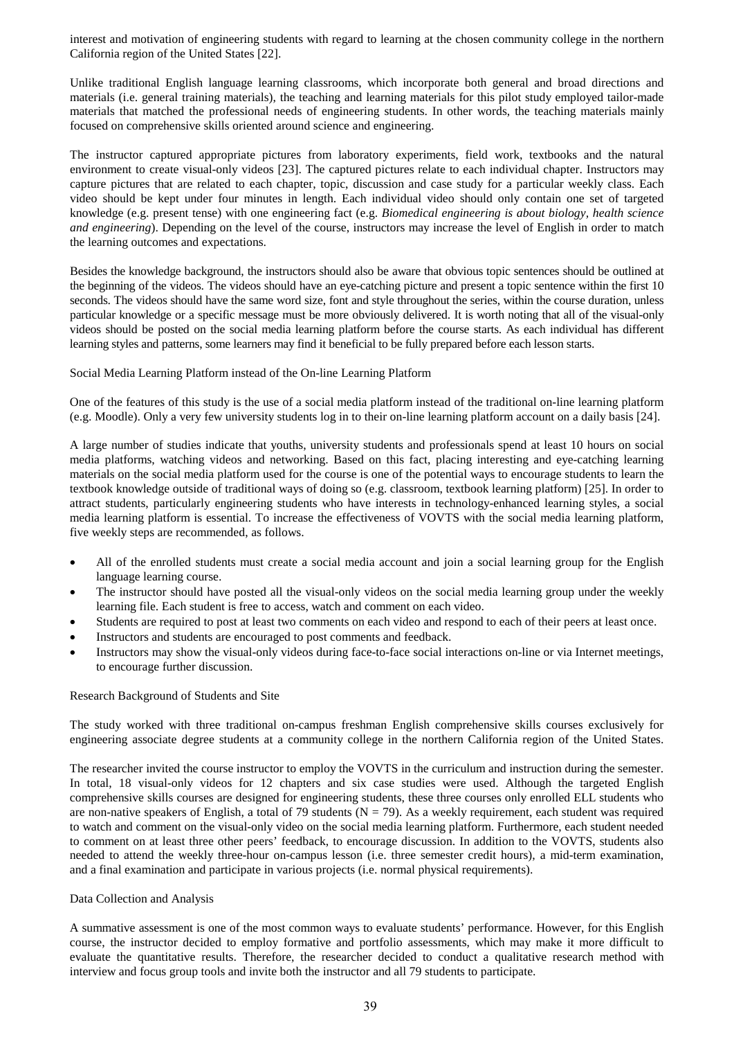interest and motivation of engineering students with regard to learning at the chosen community college in the northern California region of the United States [22].

Unlike traditional English language learning classrooms, which incorporate both general and broad directions and materials (i.e. general training materials), the teaching and learning materials for this pilot study employed tailor-made materials that matched the professional needs of engineering students. In other words, the teaching materials mainly focused on comprehensive skills oriented around science and engineering.

The instructor captured appropriate pictures from laboratory experiments, field work, textbooks and the natural environment to create visual-only videos [23]. The captured pictures relate to each individual chapter. Instructors may capture pictures that are related to each chapter, topic, discussion and case study for a particular weekly class. Each video should be kept under four minutes in length. Each individual video should only contain one set of targeted knowledge (e.g. present tense) with one engineering fact (e.g. *Biomedical engineering is about biology, health science and engineering*). Depending on the level of the course, instructors may increase the level of English in order to match the learning outcomes and expectations.

Besides the knowledge background, the instructors should also be aware that obvious topic sentences should be outlined at the beginning of the videos. The videos should have an eye-catching picture and present a topic sentence within the first 10 seconds. The videos should have the same word size, font and style throughout the series, within the course duration, unless particular knowledge or a specific message must be more obviously delivered. It is worth noting that all of the visual-only videos should be posted on the social media learning platform before the course starts. As each individual has different learning styles and patterns, some learners may find it beneficial to be fully prepared before each lesson starts.

### Social Media Learning Platform instead of the On-line Learning Platform

One of the features of this study is the use of a social media platform instead of the traditional on-line learning platform (e.g. Moodle). Only a very few university students log in to their on-line learning platform account on a daily basis [24].

A large number of studies indicate that youths, university students and professionals spend at least 10 hours on social media platforms, watching videos and networking. Based on this fact, placing interesting and eye-catching learning materials on the social media platform used for the course is one of the potential ways to encourage students to learn the textbook knowledge outside of traditional ways of doing so (e.g. classroom, textbook learning platform) [25]. In order to attract students, particularly engineering students who have interests in technology-enhanced learning styles, a social media learning platform is essential. To increase the effectiveness of VOVTS with the social media learning platform, five weekly steps are recommended, as follows.

- All of the enrolled students must create a social media account and join a social learning group for the English language learning course.
- The instructor should have posted all the visual-only videos on the social media learning group under the weekly learning file. Each student is free to access, watch and comment on each video.
- Students are required to post at least two comments on each video and respond to each of their peers at least once.
- Instructors and students are encouraged to post comments and feedback.
- Instructors may show the visual-only videos during face-to-face social interactions on-line or via Internet meetings, to encourage further discussion.

### Research Background of Students and Site

The study worked with three traditional on-campus freshman English comprehensive skills courses exclusively for engineering associate degree students at a community college in the northern California region of the United States.

The researcher invited the course instructor to employ the VOVTS in the curriculum and instruction during the semester. In total, 18 visual-only videos for 12 chapters and six case studies were used. Although the targeted English comprehensive skills courses are designed for engineering students, these three courses only enrolled ELL students who are non-native speakers of English, a total of 79 students ($N = 79$). As a weekly requirement, each student was required to watch and comment on the visual-only video on the social media learning platform. Furthermore, each student needed to comment on at least three other peers' feedback, to encourage discussion. In addition to the VOVTS, students also needed to attend the weekly three-hour on-campus lesson (i.e. three semester credit hours), a mid-term examination, and a final examination and participate in various projects (i.e. normal physical requirements).

### Data Collection and Analysis

A summative assessment is one of the most common ways to evaluate students' performance. However, for this English course, the instructor decided to employ formative and portfolio assessments, which may make it more difficult to evaluate the quantitative results. Therefore, the researcher decided to conduct a qualitative research method with interview and focus group tools and invite both the instructor and all 79 students to participate.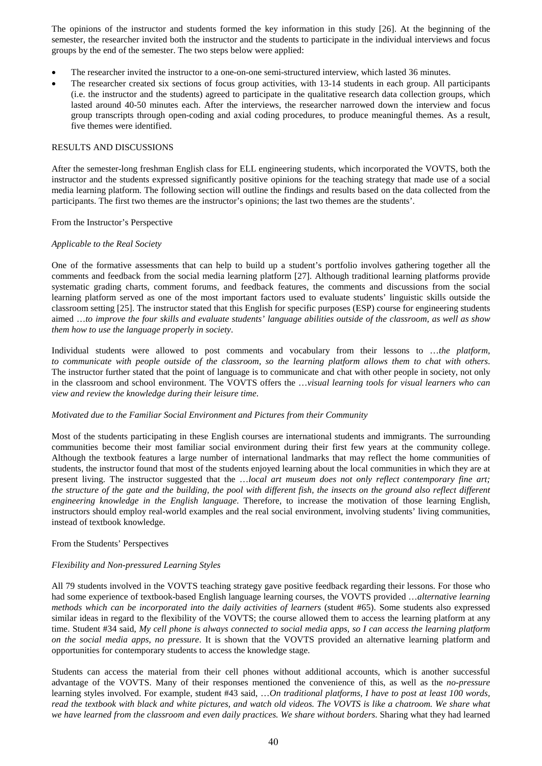The opinions of the instructor and students formed the key information in this study [26]. At the beginning of the semester, the researcher invited both the instructor and the students to participate in the individual interviews and focus groups by the end of the semester. The two steps below were applied:

- The researcher invited the instructor to a one-on-one semi-structured interview, which lasted 36 minutes.
- The researcher created six sections of focus group activities, with 13-14 students in each group. All participants (i.e. the instructor and the students) agreed to participate in the qualitative research data collection groups, which lasted around 40-50 minutes each. After the interviews, the researcher narrowed down the interview and focus group transcripts through open-coding and axial coding procedures, to produce meaningful themes. As a result, five themes were identified.

## RESULTS AND DISCUSSIONS

After the semester-long freshman English class for ELL engineering students, which incorporated the VOVTS, both the instructor and the students expressed significantly positive opinions for the teaching strategy that made use of a social media learning platform. The following section will outline the findings and results based on the data collected from the participants. The first two themes are the instructor's opinions; the last two themes are the students'.

### From the Instructor's Perspective

#### *Applicable to the Real Society*

One of the formative assessments that can help to build up a student's portfolio involves gathering together all the comments and feedback from the social media learning platform [27]. Although traditional learning platforms provide systematic grading charts, comment forums, and feedback features, the comments and discussions from the social learning platform served as one of the most important factors used to evaluate students' linguistic skills outside the classroom setting [25]. The instructor stated that this English for specific purposes (ESP) course for engineering students aimed …*to improve the four skills and evaluate students' language abilities outside of the classroom, as well as show them how to use the language properly in society*.

Individual students were allowed to post comments and vocabulary from their lessons to …*the platform, to communicate with people outside of the classroom, so the learning platform allows them to chat with others*. The instructor further stated that the point of language is to communicate and chat with other people in society, not only in the classroom and school environment. The VOVTS offers the …*visual learning tools for visual learners who can view and review the knowledge during their leisure time*.

#### *Motivated due to the Familiar Social Environment and Pictures from their Community*

Most of the students participating in these English courses are international students and immigrants. The surrounding communities become their most familiar social environment during their first few years at the community college. Although the textbook features a large number of international landmarks that may reflect the home communities of students, the instructor found that most of the students enjoyed learning about the local communities in which they are at present living. The instructor suggested that the …*local art museum does not only reflect contemporary fine art; the structure of the gate and the building, the pool with different fish, the insects on the ground also reflect different engineering knowledge in the English language*. Therefore, to increase the motivation of those learning English, instructors should employ real-world examples and the real social environment, involving students' living communities, instead of textbook knowledge.

### From the Students' Perspectives

#### *Flexibility and Non-pressured Learning Styles*

All 79 students involved in the VOVTS teaching strategy gave positive feedback regarding their lessons. For those who had some experience of textbook-based English language learning courses, the VOVTS provided …*alternative learning methods which can be incorporated into the daily activities of learners* (student #65). Some students also expressed similar ideas in regard to the flexibility of the VOVTS; the course allowed them to access the learning platform at any time. Student #34 said, *My cell phone is always connected to social media apps, so I can access the learning platform on the social media apps, no pressure*. It is shown that the VOVTS provided an alternative learning platform and opportunities for contemporary students to access the knowledge stage.

Students can access the material from their cell phones without additional accounts, which is another successful advantage of the VOVTS. Many of their responses mentioned the convenience of this, as well as the *no-pressure* learning styles involved. For example, student #43 said, …*On traditional platforms, I have to post at least 100 words, read the textbook with black and white pictures, and watch old videos. The VOVTS is like a chatroom. We share what we have learned from the classroom and even daily practices. We share without borders*. Sharing what they had learned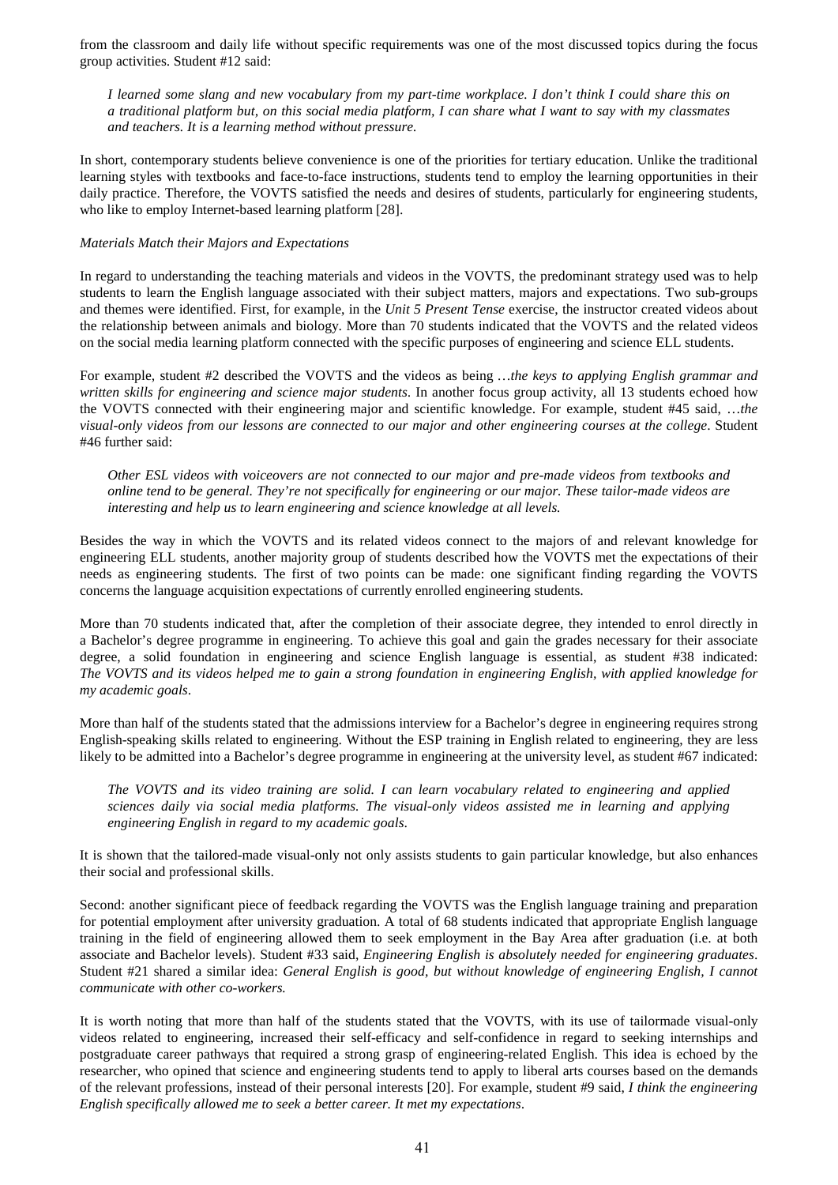from the classroom and daily life without specific requirements was one of the most discussed topics during the focus group activities. Student #12 said:

> *I learned some slang and new vocabulary from my part-time workplace. I don't think I could share this on a traditional platform but, on this social media platform, I can share what I want to say with my classmates and teachers. It is a learning method without pressure.*

In short, contemporary students believe convenience is one of the priorities for tertiary education. Unlike the traditional learning styles with textbooks and face-to-face instructions, students tend to employ the learning opportunities in their daily practice. Therefore, the VOVTS satisfied the needs and desires of students, particularly for engineering students, who like to employ Internet-based learning platform [28].

*Materials Match their Majors and Expectations*

In regard to understanding the teaching materials and videos in the VOVTS, the predominant strategy used was to help students to learn the English language associated with their subject matters, majors and expectations. Two sub-groups and themes were identified. First, for example, in the *Unit 5 Present Tense* exercise, the instructor created videos about the relationship between animals and biology. More than 70 students indicated that the VOVTS and the related videos on the social media learning platform connected with the specific purposes of engineering and science ELL students.

For example, student #2 described the VOVTS and the videos as being …*the keys to applying English grammar and written skills for engineering and science major students*. In another focus group activity, all 13 students echoed how the VOVTS connected with their engineering major and scientific knowledge. For example, student #45 said, …*the visual-only videos from our lessons are connected to our major and other engineering courses at the college*. Student #46 further said:

> *Other ESL videos with voiceovers are not connected to our major and pre-made videos from textbooks and online tend to be general. They're not specifically for engineering or our major. These tailor-made videos are interesting and help us to learn engineering and science knowledge at all levels.*

Besides the way in which the VOVTS and its related videos connect to the majors of and relevant knowledge for engineering ELL students, another majority group of students described how the VOVTS met the expectations of their needs as engineering students. The first of two points can be made: one significant finding regarding the VOVTS concerns the language acquisition expectations of currently enrolled engineering students.

More than 70 students indicated that, after the completion of their associate degree, they intended to enrol directly in a Bachelor's degree programme in engineering. To achieve this goal and gain the grades necessary for their associate degree, a solid foundation in engineering and science English language is essential, as student #38 indicated: *The VOVTS and its videos helped me to gain a strong foundation in engineering English, with applied knowledge for my academic goals*.

More than half of the students stated that the admissions interview for a Bachelor's degree in engineering requires strong English-speaking skills related to engineering. Without the ESP training in English related to engineering, they are less likely to be admitted into a Bachelor's degree programme in engineering at the university level, as student #67 indicated:

> *The VOVTS and its video training are solid. I can learn vocabulary related to engineering and applied sciences daily via social media platforms. The visual-only videos assisted me in learning and applying engineering English in regard to my academic goals*.

It is shown that the tailored-made visual-only not only assists students to gain particular knowledge, but also enhances their social and professional skills.

Second: another significant piece of feedback regarding the VOVTS was the English language training and preparation for potential employment after university graduation. A total of 68 students indicated that appropriate English language training in the field of engineering allowed them to seek employment in the Bay Area after graduation (i.e. at both associate and Bachelor levels). Student #33 said, *Engineering English is absolutely needed for engineering graduates*. Student #21 shared a similar idea: *General English is good, but without knowledge of engineering English, I cannot communicate with other co-workers.*

It is worth noting that more than half of the students stated that the VOVTS, with its use of tailormade visual-only videos related to engineering, increased their self-efficacy and self-confidence in regard to seeking internships and postgraduate career pathways that required a strong grasp of engineering-related English. This idea is echoed by the researcher, who opined that science and engineering students tend to apply to liberal arts courses based on the demands of the relevant professions, instead of their personal interests [20]. For example, student #9 said, *I think the engineering English specifically allowed me to seek a better career. It met my expectations*.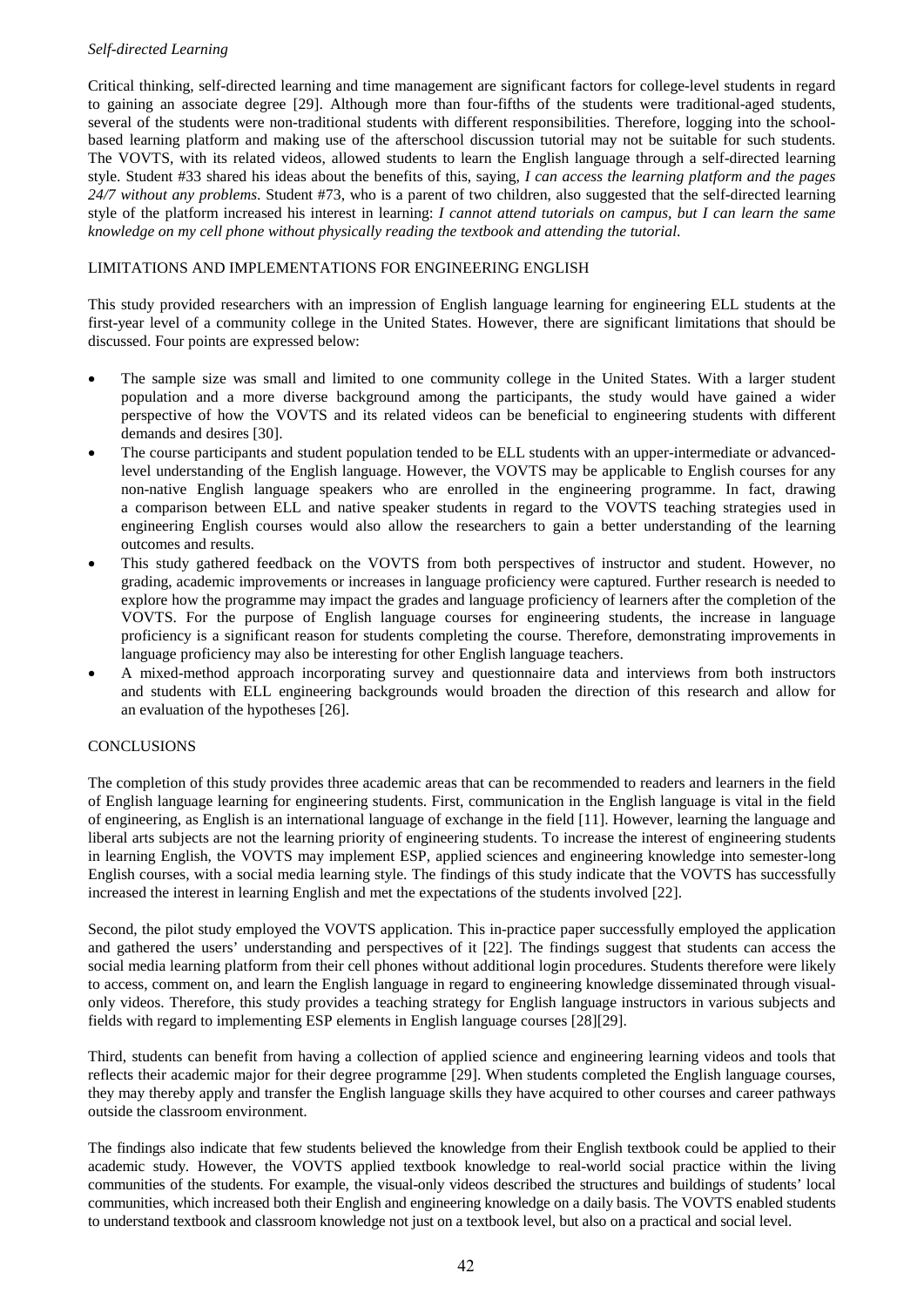*Self-directed Learning*

Critical thinking, self-directed learning and time management are significant factors for college-level students in regard to gaining an associate degree [29]. Although more than four-fifths of the students were traditional-aged students, several of the students were non-traditional students with different responsibilities. Therefore, logging into the school-based learning platform and making use of the afterschool discussion tutorial may not be suitable for such students. The VOVTS, with its related videos, allowed students to learn the English language through a self-directed learning style. Student #33 shared his ideas about the benefits of this, saying, *I can access the learning platform and the pages 24/7 without any problems*. Student #73, who is a parent of two children, also suggested that the self-directed learning style of the platform increased his interest in learning: *I cannot attend tutorials on campus, but I can learn the same knowledge on my cell phone without physically reading the textbook and attending the tutorial*.

## LIMITATIONS AND IMPLEMENTATIONS FOR ENGINEERING ENGLISH

This study provided researchers with an impression of English language learning for engineering ELL students at the first-year level of a community college in the United States. However, there are significant limitations that should be discussed. Four points are expressed below:

- The sample size was small and limited to one community college in the United States. With a larger student population and a more diverse background among the participants, the study would have gained a wider perspective of how the VOVTS and its related videos can be beneficial to engineering students with different demands and desires [30].
- The course participants and student population tended to be ELL students with an upper-intermediate or advanced-level understanding of the English language. However, the VOVTS may be applicable to English courses for any non-native English language speakers who are enrolled in the engineering programme. In fact, drawing a comparison between ELL and native speaker students in regard to the VOVTS teaching strategies used in engineering English courses would also allow the researchers to gain a better understanding of the learning outcomes and results.
- This study gathered feedback on the VOVTS from both perspectives of instructor and student. However, no grading, academic improvements or increases in language proficiency were captured. Further research is needed to explore how the programme may impact the grades and language proficiency of learners after the completion of the VOVTS. For the purpose of English language courses for engineering students, the increase in language proficiency is a significant reason for students completing the course. Therefore, demonstrating improvements in language proficiency may also be interesting for other English language teachers.
- A mixed-method approach incorporating survey and questionnaire data and interviews from both instructors and students with ELL engineering backgrounds would broaden the direction of this research and allow for an evaluation of the hypotheses [26].

## CONCLUSIONS

The completion of this study provides three academic areas that can be recommended to readers and learners in the field of English language learning for engineering students. First, communication in the English language is vital in the field of engineering, as English is an international language of exchange in the field [11]. However, learning the language and liberal arts subjects are not the learning priority of engineering students. To increase the interest of engineering students in learning English, the VOVTS may implement ESP, applied sciences and engineering knowledge into semester-long English courses, with a social media learning style. The findings of this study indicate that the VOVTS has successfully increased the interest in learning English and met the expectations of the students involved [22].

Second, the pilot study employed the VOVTS application. This in-practice paper successfully employed the application and gathered the users' understanding and perspectives of it [22]. The findings suggest that students can access the social media learning platform from their cell phones without additional login procedures. Students therefore were likely to access, comment on, and learn the English language in regard to engineering knowledge disseminated through visual-only videos. Therefore, this study provides a teaching strategy for English language instructors in various subjects and fields with regard to implementing ESP elements in English language courses [28][29].

Third, students can benefit from having a collection of applied science and engineering learning videos and tools that reflects their academic major for their degree programme [29]. When students completed the English language courses, they may thereby apply and transfer the English language skills they have acquired to other courses and career pathways outside the classroom environment.

The findings also indicate that few students believed the knowledge from their English textbook could be applied to their academic study. However, the VOVTS applied textbook knowledge to real-world social practice within the living communities of the students. For example, the visual-only videos described the structures and buildings of students' local communities, which increased both their English and engineering knowledge on a daily basis. The VOVTS enabled students to understand textbook and classroom knowledge not just on a textbook level, but also on a practical and social level.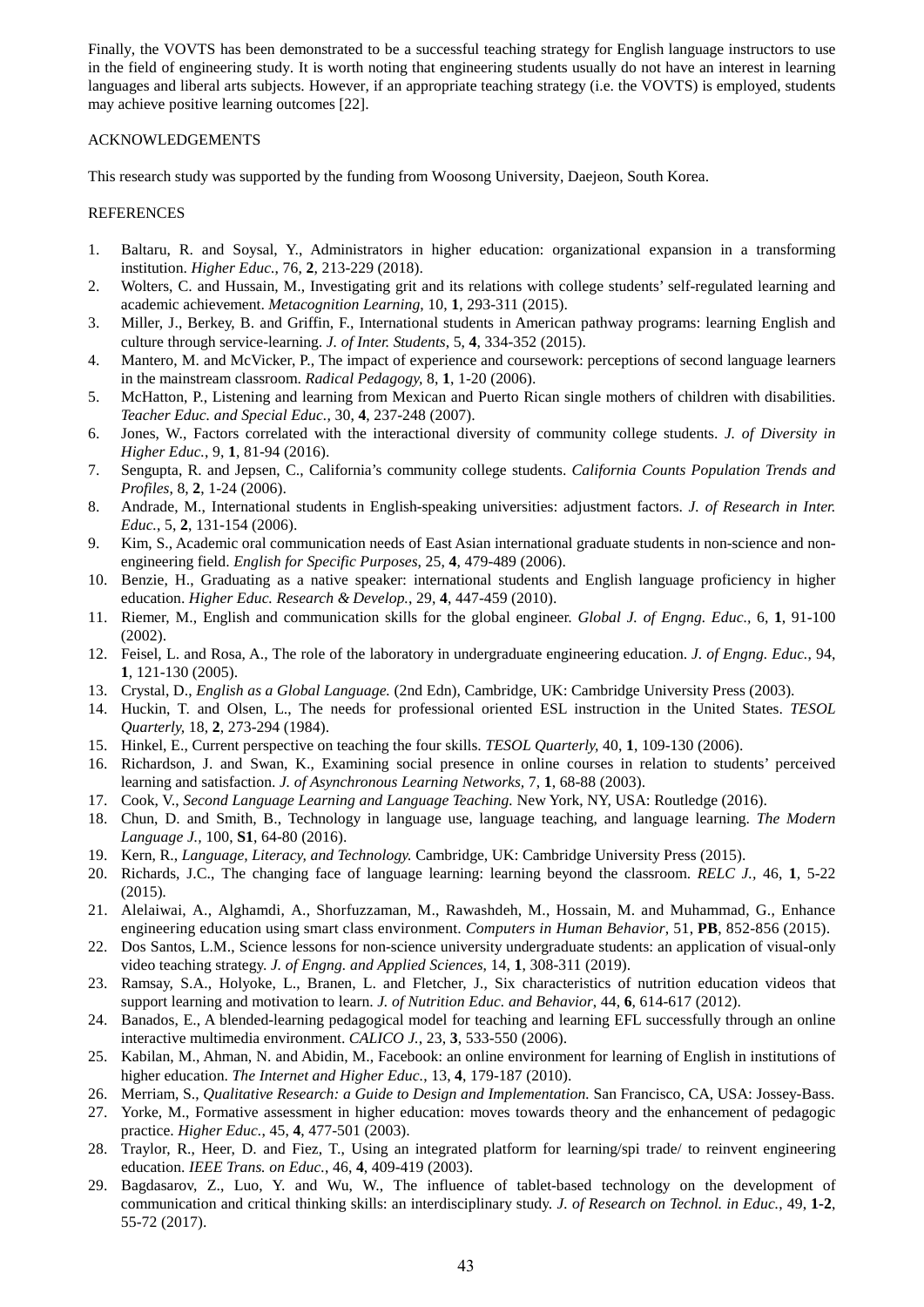Finally, the VOVTS has been demonstrated to be a successful teaching strategy for English language instructors to use in the field of engineering study. It is worth noting that engineering students usually do not have an interest in learning languages and liberal arts subjects. However, if an appropriate teaching strategy (i.e. the VOVTS) is employed, students may achieve positive learning outcomes [22].

## ACKNOWLEDGEMENTS

This research study was supported by the funding from Woosong University, Daejeon, South Korea.

## REFERENCES

1. Baltaru, R. and Soysal, Y., Administrators in higher education: organizational expansion in a transforming institution. *Higher Educ.*, 76, **2**, 213-229 (2018).
2. Wolters, C. and Hussain, M., Investigating grit and its relations with college students' self-regulated learning and academic achievement. *Metacognition Learning*, 10, **1**, 293-311 (2015).
3. Miller, J., Berkey, B. and Griffin, F., International students in American pathway programs: learning English and culture through service-learning. *J. of Inter. Students*, 5, **4**, 334-352 (2015).
4. Mantero, M. and McVicker, P., The impact of experience and coursework: perceptions of second language learners in the mainstream classroom. *Radical Pedagogy*, 8, **1**, 1-20 (2006).
5. McHatton, P., Listening and learning from Mexican and Puerto Rican single mothers of children with disabilities. *Teacher Educ. and Special Educ.*, 30, **4**, 237-248 (2007).
6. Jones, W., Factors correlated with the interactional diversity of community college students. *J. of Diversity in Higher Educ.*, 9, **1**, 81-94 (2016).
7. Sengupta, R. and Jepsen, C., California's community college students. *California Counts Population Trends and Profiles*, 8, **2**, 1-24 (2006).
8. Andrade, M., International students in English-speaking universities: adjustment factors. *J. of Research in Inter. Educ.*, 5, **2**, 131-154 (2006).
9. Kim, S., Academic oral communication needs of East Asian international graduate students in non-science and non-engineering field. *English for Specific Purposes*, 25, **4**, 479-489 (2006).
10. Benzie, H., Graduating as a native speaker: international students and English language proficiency in higher education. *Higher Educ. Research & Develop.*, 29, **4**, 447-459 (2010).
11. Riemer, M., English and communication skills for the global engineer. *Global J. of Engng. Educ.*, 6, **1**, 91-100 (2002).
12. Feisel, L. and Rosa, A., The role of the laboratory in undergraduate engineering education. *J. of Engng. Educ.*, 94, **1**, 121-130 (2005).
13. Crystal, D., *English as a Global Language.* (2nd Edn), Cambridge, UK: Cambridge University Press (2003).
14. Huckin, T. and Olsen, L., The needs for professional oriented ESL instruction in the United States. *TESOL Quarterly*, 18, **2**, 273-294 (1984).
15. Hinkel, E., Current perspective on teaching the four skills. *TESOL Quarterly*, 40, **1**, 109-130 (2006).
16. Richardson, J. and Swan, K., Examining social presence in online courses in relation to students' perceived learning and satisfaction. *J. of Asynchronous Learning Networks*, 7, **1**, 68-88 (2003).
17. Cook, V., *Second Language Learning and Language Teaching.* New York, NY, USA: Routledge (2016).
18. Chun, D. and Smith, B., Technology in language use, language teaching, and language learning. *The Modern Language J.*, 100, **S1**, 64-80 (2016).
19. Kern, R., *Language, Literacy, and Technology.* Cambridge, UK: Cambridge University Press (2015).
20. Richards, J.C., The changing face of language learning: learning beyond the classroom. *RELC J.*, 46, **1**, 5-22 (2015).
21. Alelaiwai, A., Alghamdi, A., Shorfuzzaman, M., Rawashdeh, M., Hossain, M. and Muhammad, G., Enhance engineering education using smart class environment. *Computers in Human Behavior*, 51, **PB**, 852-856 (2015).
22. Dos Santos, L.M., Science lessons for non-science university undergraduate students: an application of visual-only video teaching strategy. *J. of Engng. and Applied Sciences*, 14, **1**, 308-311 (2019).
23. Ramsay, S.A., Holyoke, L., Branen, L. and Fletcher, J., Six characteristics of nutrition education videos that support learning and motivation to learn. *J. of Nutrition Educ. and Behavior*, 44, **6**, 614-617 (2012).
24. Banados, E., A blended-learning pedagogical model for teaching and learning EFL successfully through an online interactive multimedia environment. *CALICO J.*, 23, **3**, 533-550 (2006).
25. Kabilan, M., Ahman, N. and Abidin, M., Facebook: an online environment for learning of English in institutions of higher education. *The Internet and Higher Educ.*, 13, **4**, 179-187 (2010).
26. Merriam, S., *Qualitative Research: a Guide to Design and Implementation.* San Francisco, CA, USA: Jossey-Bass.
27. Yorke, M., Formative assessment in higher education: moves towards theory and the enhancement of pedagogic practice. *Higher Educ.*, 45, **4**, 477-501 (2003).
28. Traylor, R., Heer, D. and Fiez, T., Using an integrated platform for learning/spi trade/ to reinvent engineering education. *IEEE Trans. on Educ.*, 46, **4**, 409-419 (2003).
29. Bagdasarov, Z., Luo, Y. and Wu, W., The influence of tablet-based technology on the development of communication and critical thinking skills: an interdisciplinary study. *J. of Research on Technol. in Educ.*, 49, **1-2**, 55-72 (2017).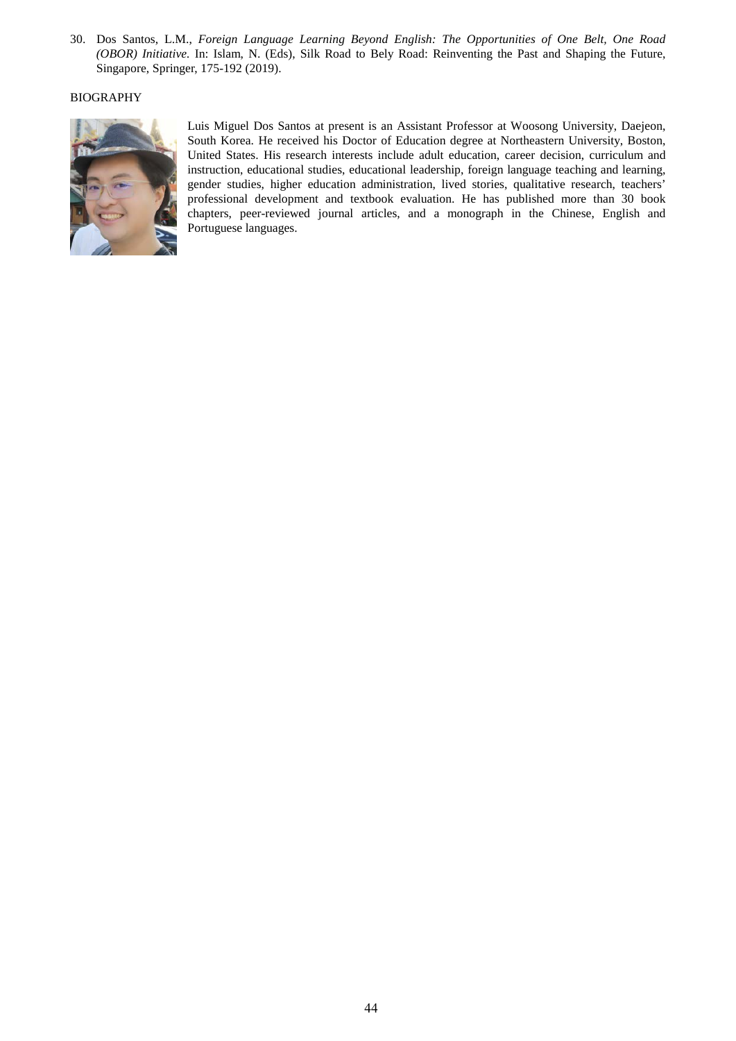30. Dos Santos, L.M., *Foreign Language Learning Beyond English: The Opportunities of One Belt, One Road (OBOR) Initiative.* In: Islam, N. (Eds), Silk Road to Bely Road: Reinventing the Past and Shaping the Future, Singapore, Springer, 175-192 (2019).

BIOGRAPHY

Luis Miguel Dos Santos at present is an Assistant Professor at Woosong University, Daejeon, South Korea. He received his Doctor of Education degree at Northeastern University, Boston, United States. His research interests include adult education, career decision, curriculum and instruction, educational studies, educational leadership, foreign language teaching and learning, gender studies, higher education administration, lived stories, qualitative research, teachers' professional development and textbook evaluation. He has published more than 30 book chapters, peer-reviewed journal articles, and a monograph in the Chinese, English and Portuguese languages.